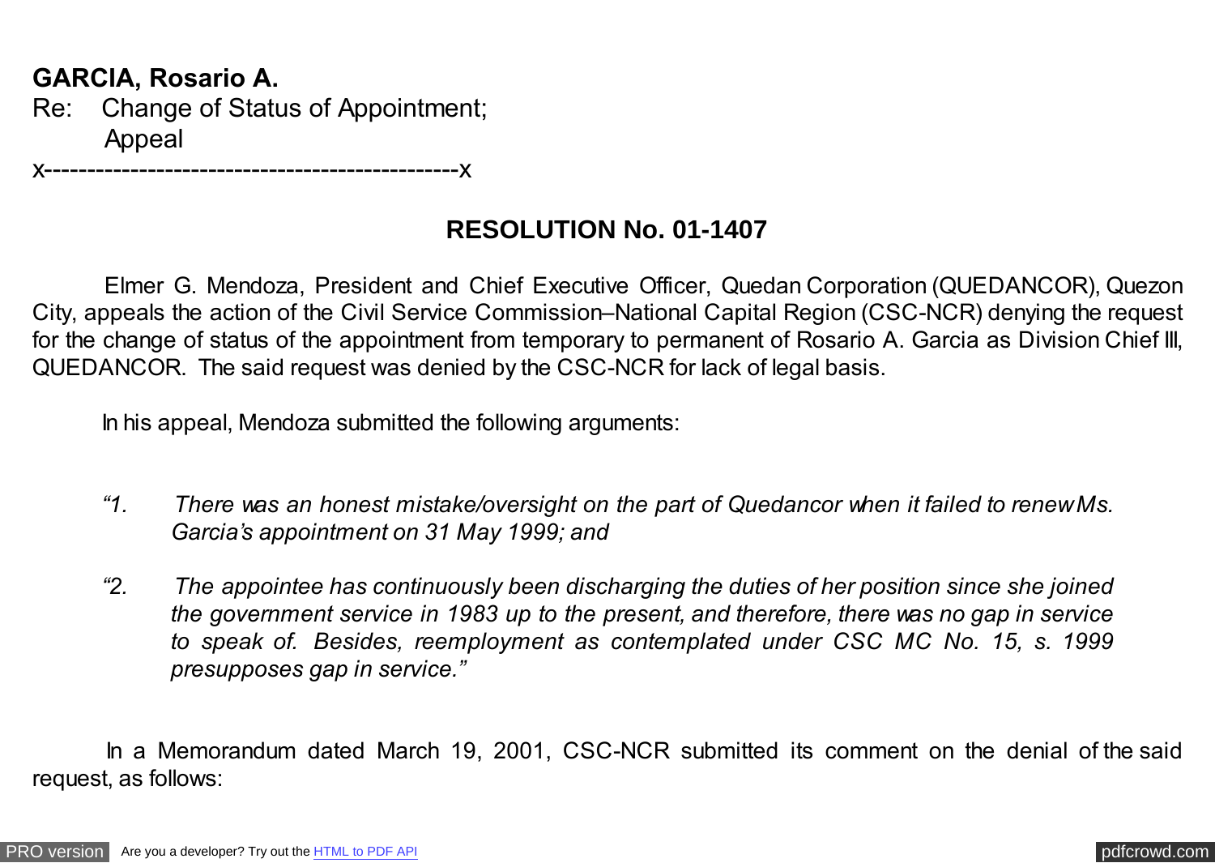**GARCIA, Rosario A.**
Re: Change of Status of Appointment;
Appeal
x-----------------------------------------------x

## RESOLUTION No. 01-1407

Elmer G. Mendoza, President and Chief Executive Officer, Quedan Corporation (QUEDANCOR), Quezon City, appeals the action of the Civil Service Commission–National Capital Region (CSC-NCR) denying the request for the change of status of the appointment from temporary to permanent of Rosario A. Garcia as Division Chief III, QUEDANCOR. The said request was denied by the CSC-NCR for lack of legal basis.

In his appeal, Mendoza submitted the following arguments:

> *"1. There was an honest mistake/oversight on the part of Quedancor when it failed to renew Ms. Garcia's appointment on 31 May 1999; and*
>
> *"2. The appointee has continuously been discharging the duties of her position since she joined the government service in 1983 up to the present, and therefore, there was no gap in service to speak of. Besides, reemployment as contemplated under CSC MC No. 15, s. 1999 presupposes gap in service."*

In a Memorandum dated March 19, 2001, CSC-NCR submitted its comment on the denial of the said request, as follows: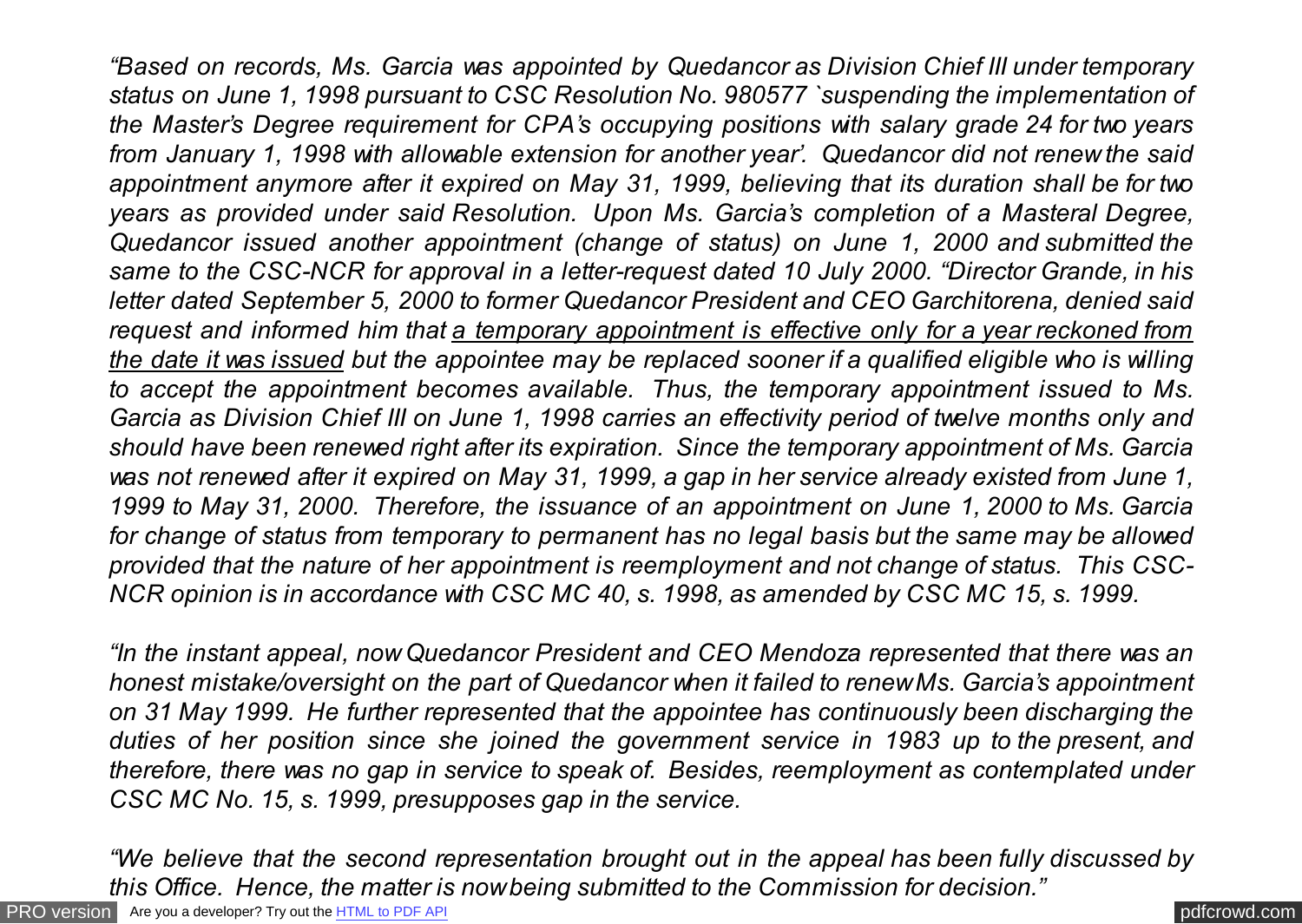*"Based on records, Ms. Garcia was appointed by Quedancor as Division Chief III under temporary status on June 1, 1998 pursuant to CSC Resolution No. 980577 `suspending the implementation of the Master's Degree requirement for CPA's occupying positions with salary grade 24 for two years from January 1, 1998 with allowable extension for another year'. Quedancor did not renew the said appointment anymore after it expired on May 31, 1999, believing that its duration shall be for two years as provided under said Resolution. Upon Ms. Garcia's completion of a Masteral Degree, Quedancor issued another appointment (change of status) on June 1, 2000 and submitted the same to the CSC-NCR for approval in a letter-request dated 10 July 2000. "Director Grande, in his letter dated September 5, 2000 to former Quedancor President and CEO Garchitorena, denied said request and informed him that <u>a temporary appointment is effective only for a year reckoned from the date it was issued</u> but the appointee may be replaced sooner if a qualified eligible who is willing to accept the appointment becomes available. Thus, the temporary appointment issued to Ms. Garcia as Division Chief III on June 1, 1998 carries an effectivity period of twelve months only and should have been renewed right after its expiration. Since the temporary appointment of Ms. Garcia was not renewed after it expired on May 31, 1999, a gap in her service already existed from June 1, 1999 to May 31, 2000. Therefore, the issuance of an appointment on June 1, 2000 to Ms. Garcia for change of status from temporary to permanent has no legal basis but the same may be allowed provided that the nature of her appointment is reemployment and not change of status. This CSC-NCR opinion is in accordance with CSC MC 40, s. 1998, as amended by CSC MC 15, s. 1999.*

*"In the instant appeal, now Quedancor President and CEO Mendoza represented that there was an honest mistake/oversight on the part of Quedancor when it failed to renew Ms. Garcia's appointment on 31 May 1999. He further represented that the appointee has continuously been discharging the duties of her position since she joined the government service in 1983 up to the present, and therefore, there was no gap in service to speak of. Besides, reemployment as contemplated under CSC MC No. 15, s. 1999, presupposes gap in the service.*

*"We believe that the second representation brought out in the appeal has been fully discussed by this Office. Hence, the matter is now being submitted to the Commission for decision."*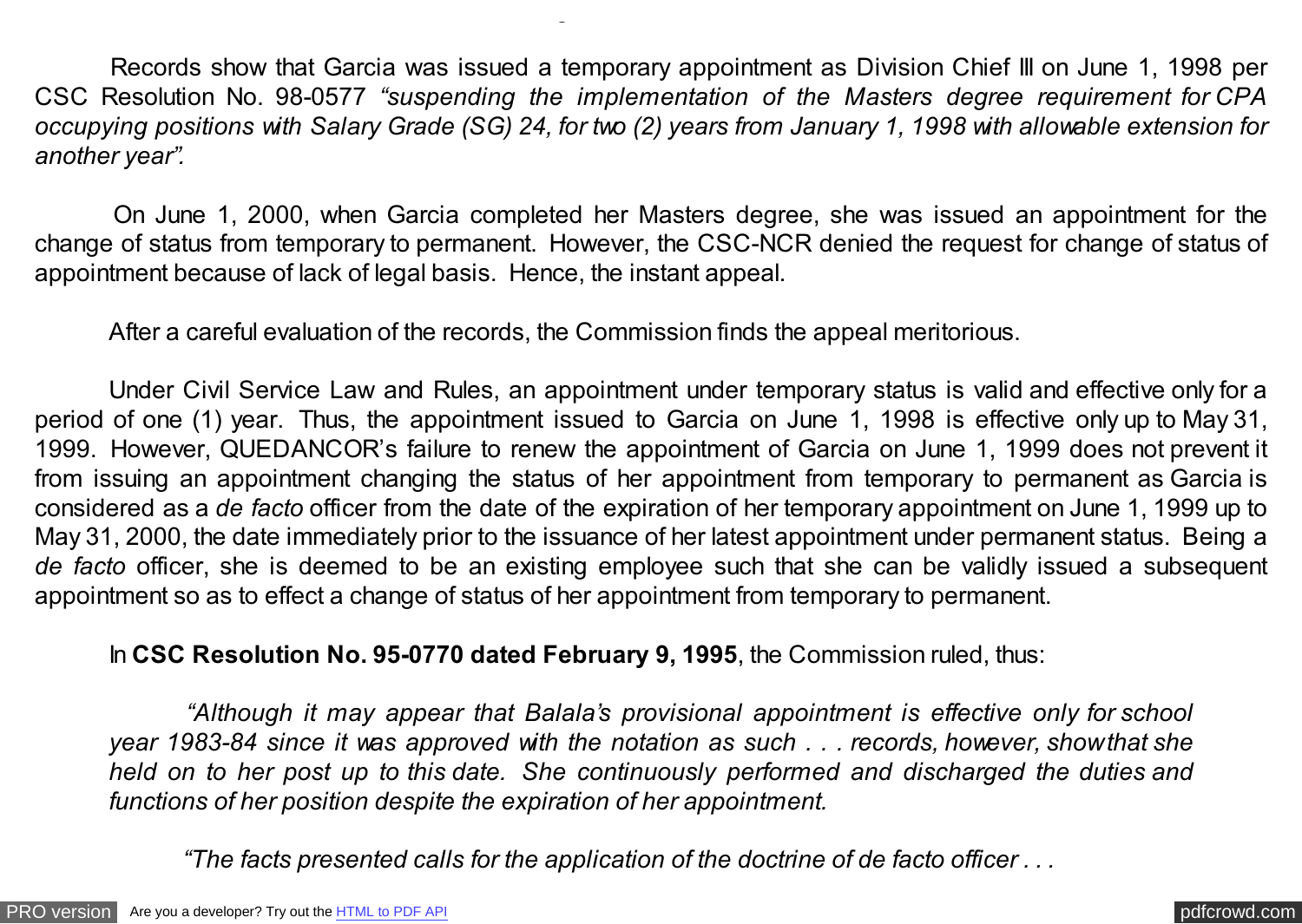Records show that Garcia was issued a temporary appointment as Division Chief III on June 1, 1998 per CSC Resolution No. 98-0577 *"suspending the implementation of the Masters degree requirement for CPA occupying positions with Salary Grade (SG) 24, for two (2) years from January 1, 1998 with allowable extension for another year".*

On June 1, 2000, when Garcia completed her Masters degree, she was issued an appointment for the change of status from temporary to permanent. However, the CSC-NCR denied the request for change of status of appointment because of lack of legal basis. Hence, the instant appeal.

After a careful evaluation of the records, the Commission finds the appeal meritorious.

Under Civil Service Law and Rules, an appointment under temporary status is valid and effective only for a period of one (1) year. Thus, the appointment issued to Garcia on June 1, 1998 is effective only up to May 31, 1999. However, QUEDANCOR's failure to renew the appointment of Garcia on June 1, 1999 does not prevent it from issuing an appointment changing the status of her appointment from temporary to permanent as Garcia is considered as a *de facto* officer from the date of the expiration of her temporary appointment on June 1, 1999 up to May 31, 2000, the date immediately prior to the issuance of her latest appointment under permanent status. Being a *de facto* officer, she is deemed to be an existing employee such that she can be validly issued a subsequent appointment so as to effect a change of status of her appointment from temporary to permanent.

In **CSC Resolution No. 95-0770 dated February 9, 1995**, the Commission ruled, thus:

> *"Although it may appear that Balala's provisional appointment is effective only for school year 1983-84 since it was approved with the notation as such . . . records, however, show that she held on to her post up to this date. She continuously performed and discharged the duties and functions of her position despite the expiration of her appointment.*
>
> *"The facts presented calls for the application of the doctrine of de facto officer . . .*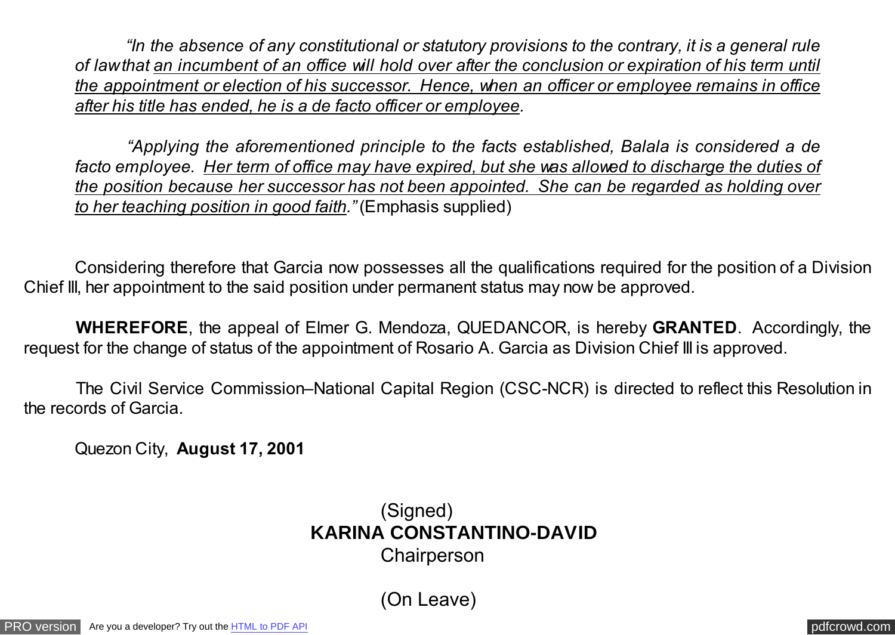*"In the absence of any constitutional or statutory provisions to the contrary, it is a general rule of law that <u>an incumbent of an office will hold over after the conclusion or expiration of his term until the appointment or election of his successor. Hence, when an officer or employee remains in office after his title has ended, he is a de facto officer or employee</u>.*

*"Applying the aforementioned principle to the facts established, Balala is considered a de facto employee. <u>Her term of office may have expired, but she was allowed to discharge the duties of the position because her successor has not been appointed. She can be regarded as holding over to her teaching position in good faith</u>."* (Emphasis supplied)

Considering therefore that Garcia now possesses all the qualifications required for the position of a Division Chief III, her appointment to the said position under permanent status may now be approved.

**WHEREFORE**, the appeal of Elmer G. Mendoza, QUEDANCOR, is hereby **GRANTED**. Accordingly, the request for the change of status of the appointment of Rosario A. Garcia as Division Chief III is approved.

The Civil Service Commission–National Capital Region (CSC-NCR) is directed to reflect this Resolution in the records of Garcia.

Quezon City, **August 17, 2001**

(Signed)
**KARINA CONSTANTINO-DAVID**
Chairperson

(On Leave)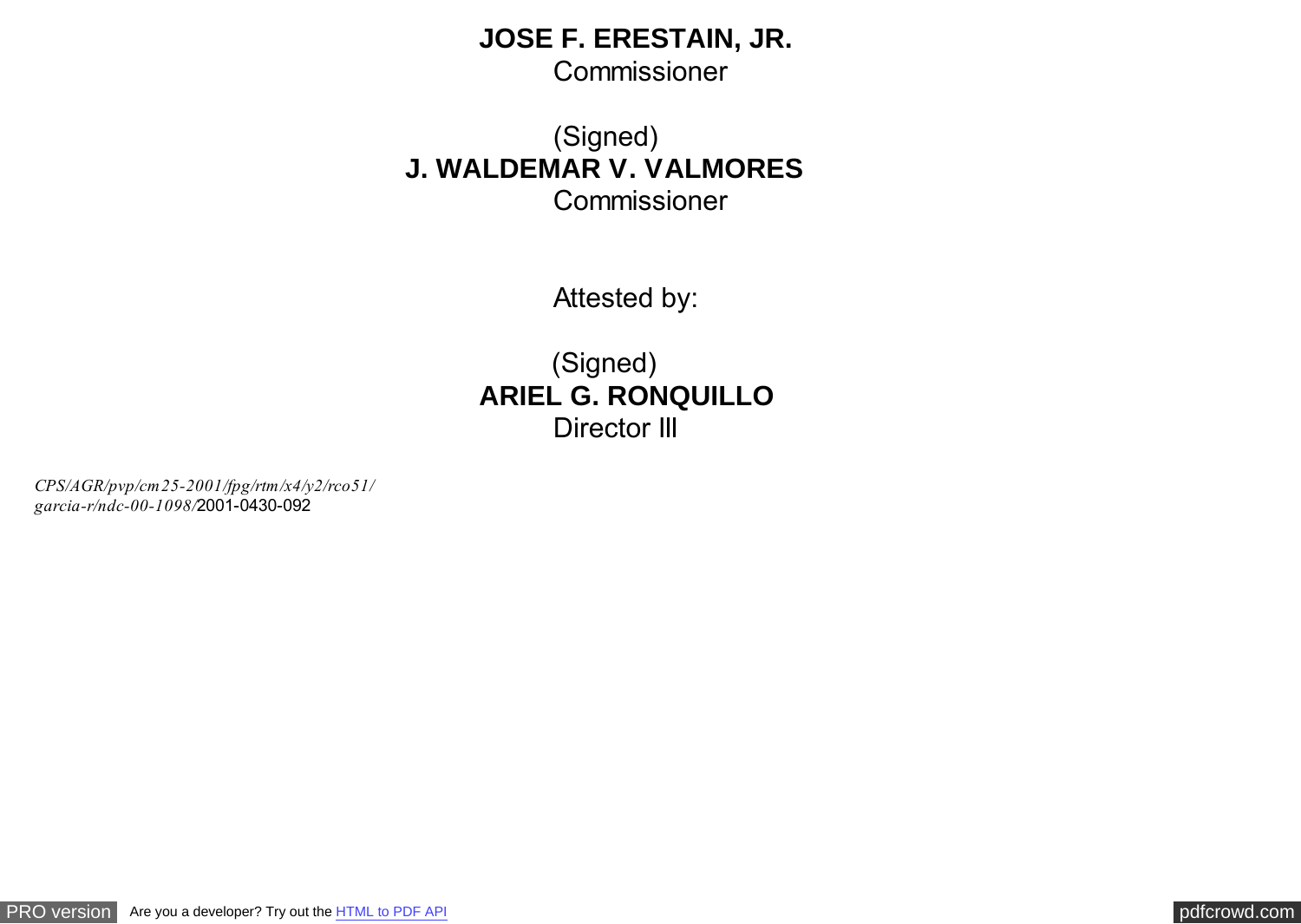**JOSE F. ERESTAIN, JR.**
Commissioner

(Signed)
**J. WALDEMAR V. VALMORES**
Commissioner

Attested by:

(Signed)
**ARIEL G. RONQUILLO**
Director III

*CPS/AGR/pvp/cm25-2001/fpg/rtm/x4/y2/rco51/*
*garcia-r/ndc-00-1098/*2001-0430-092